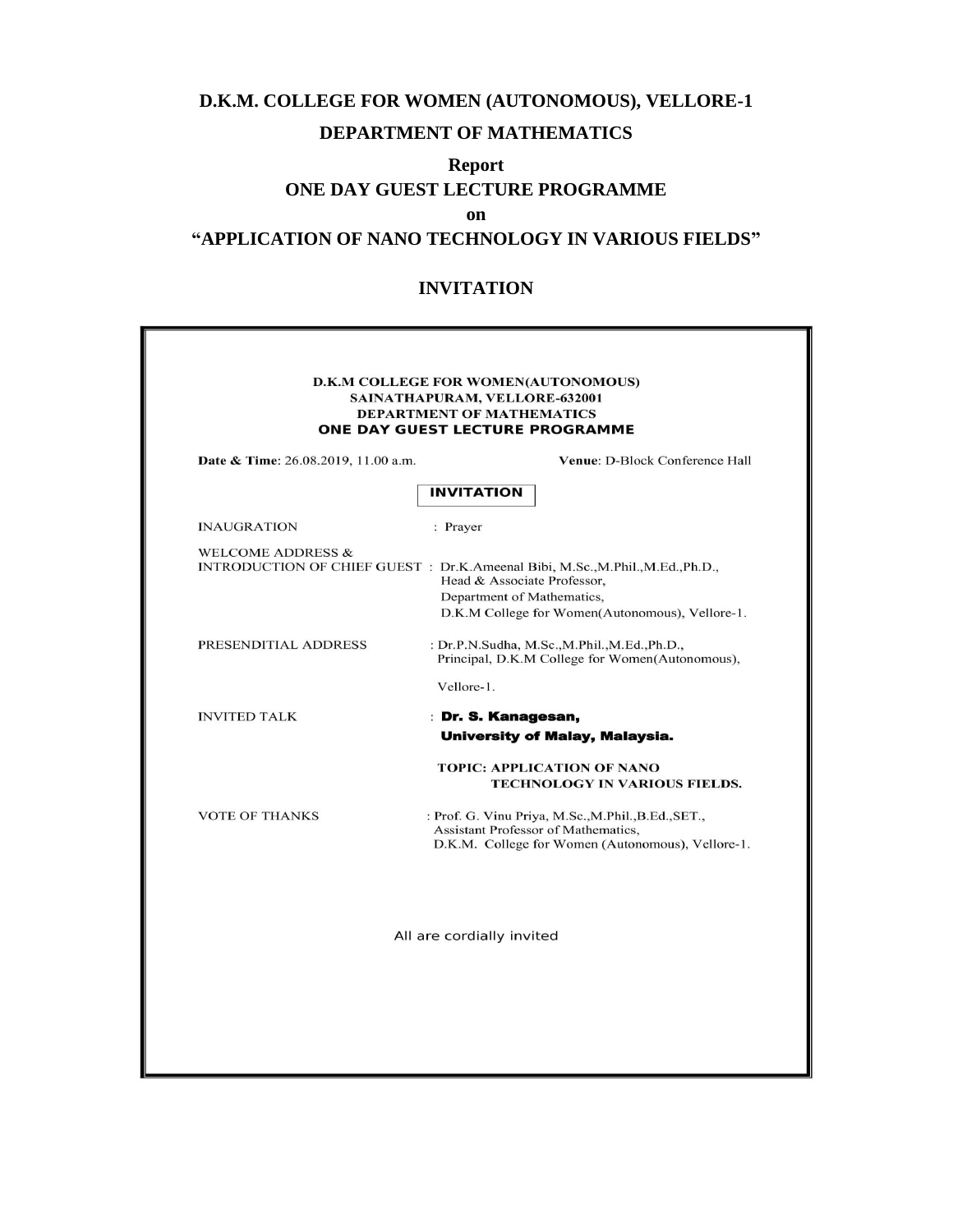# D.K.M. COLLEGE FOR WOMEN (AUTONOMOUS), VELLORE-1

## DEPARTMENT OF MATHEMATICS

**Report**

**ONE DAY GUEST LECTURE PROGRAMME**

**on**

**"APPLICATION OF NANO TECHNOLOGY IN VARIOUS FIELDS"**

## INVITATION

**D.K.M COLLEGE FOR WOMEN(AUTONOMOUS)**
**SAINATHAPURAM, VELLORE-632001**
**DEPARTMENT OF MATHEMATICS**
**ONE DAY GUEST LECTURE PROGRAMME**

**Date & Time**: 26.08.2019, 11.00 a.m. **Venue**: D-Block Conference Hall

**INVITATION**

INAUGRATION : Prayer

WELCOME ADDRESS & INTRODUCTION OF CHIEF GUEST : Dr.K.Ameenal Bibi, M.Sc.,M.Phil.,M.Ed.,Ph.D.,
Head & Associate Professor,
Department of Mathematics,
D.K.M College for Women(Autonomous), Vellore-1.

PRESENDITIAL ADDRESS : Dr.P.N.Sudha, M.Sc.,M.Phil.,M.Ed.,Ph.D.,
Principal, D.K.M College for Women(Autonomous),
Vellore-1.

INVITED TALK : **Dr. S. Kanagesan,**
**University of Malay, Malaysia.**

**TOPIC: APPLICATION OF NANO TECHNOLOGY IN VARIOUS FIELDS.**

VOTE OF THANKS : Prof. G. Vinu Priya, M.Sc.,M.Phil.,B.Ed.,SET.,
Assistant Professor of Mathematics,
D.K.M. College for Women (Autonomous), Vellore-1.

All are cordially invited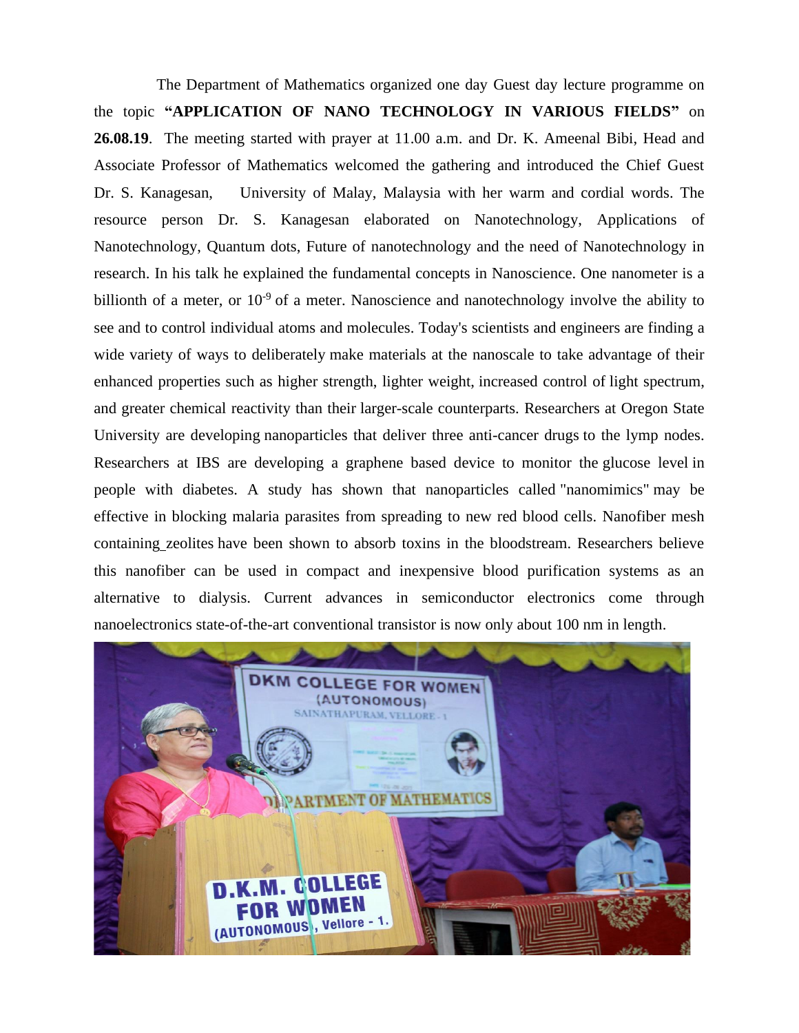The Department of Mathematics organized one day Guest day lecture programme on the topic **"APPLICATION OF NANO TECHNOLOGY IN VARIOUS FIELDS"** on **26.08.19**. The meeting started with prayer at 11.00 a.m. and Dr. K. Ameenal Bibi, Head and Associate Professor of Mathematics welcomed the gathering and introduced the Chief Guest Dr. S. Kanagesan, University of Malay, Malaysia with her warm and cordial words. The resource person Dr. S. Kanagesan elaborated on Nanotechnology, Applications of Nanotechnology, Quantum dots, Future of nanotechnology and the need of Nanotechnology in research. In his talk he explained the fundamental concepts in Nanoscience. One nanometer is a billionth of a meter, or $10^{-9}$ of a meter. Nanoscience and nanotechnology involve the ability to see and to control individual atoms and molecules. Today's scientists and engineers are finding a wide variety of ways to deliberately make materials at the nanoscale to take advantage of their enhanced properties such as higher strength, lighter weight, increased control of light spectrum, and greater chemical reactivity than their larger-scale counterparts. Researchers at Oregon State University are developing nanoparticles that deliver three anti-cancer drugs to the lymp nodes. Researchers at IBS are developing a graphene based device to monitor the glucose level in people with diabetes. A study has shown that nanoparticles called "nanomimics" may be effective in blocking malaria parasites from spreading to new red blood cells. Nanofiber mesh containing_zeolites have been shown to absorb toxins in the bloodstream. Researchers believe this nanofiber can be used in compact and inexpensive blood purification systems as an alternative to dialysis. Current advances in semiconductor electronics come through nanoelectronics state-of-the-art conventional transistor is now only about 100 nm in length.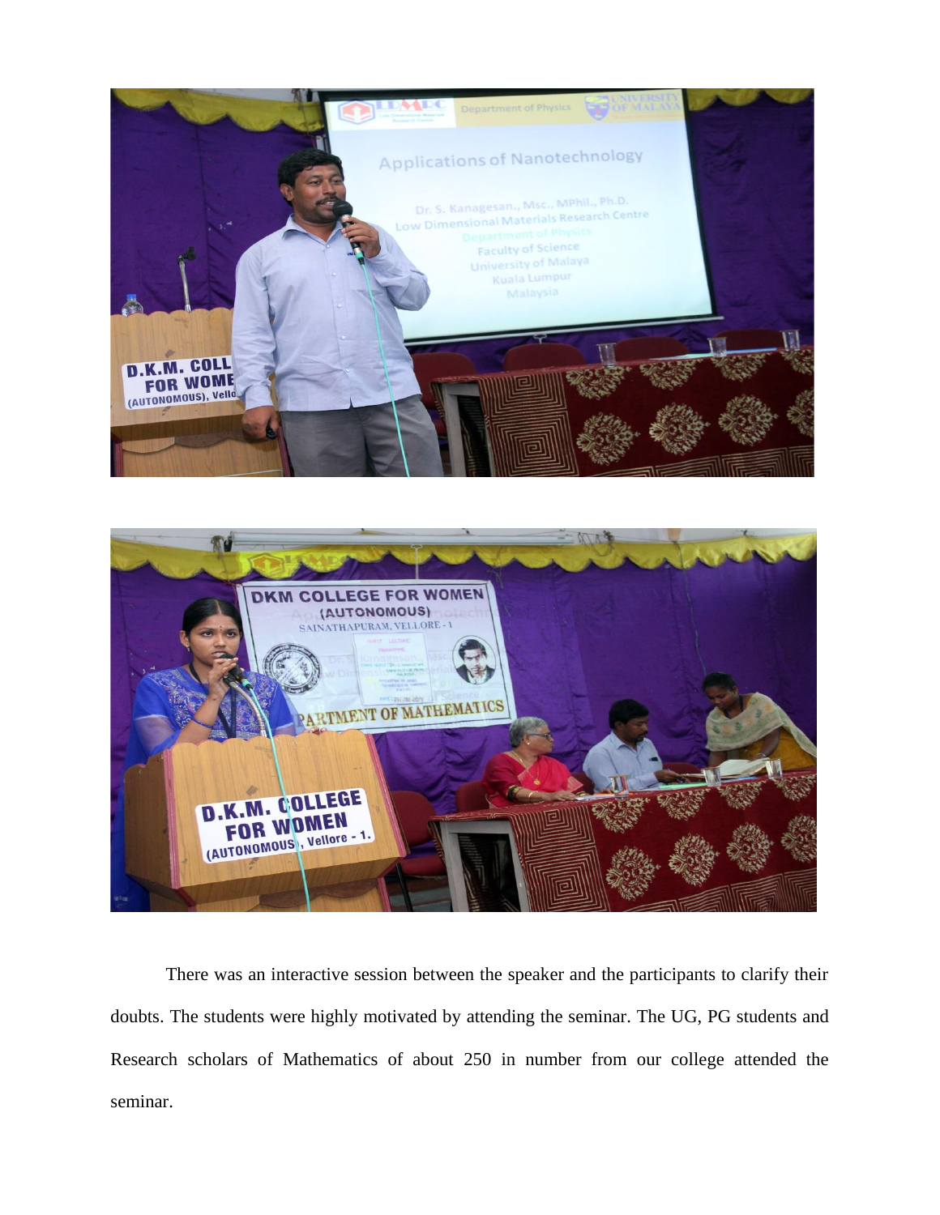There was an interactive session between the speaker and the participants to clarify their doubts. The students were highly motivated by attending the seminar. The UG, PG students and Research scholars of Mathematics of about 250 in number from our college attended the seminar.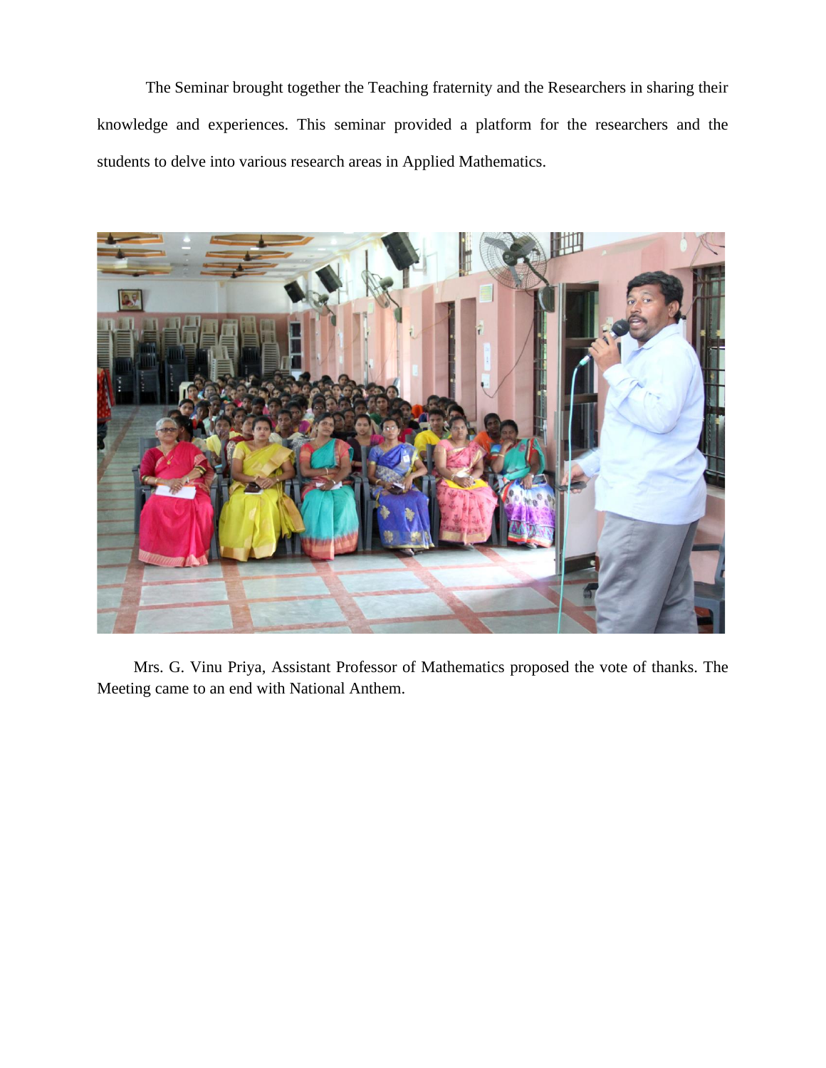The Seminar brought together the Teaching fraternity and the Researchers in sharing their knowledge and experiences. This seminar provided a platform for the researchers and the students to delve into various research areas in Applied Mathematics.

Mrs. G. Vinu Priya, Assistant Professor of Mathematics proposed the vote of thanks. The Meeting came to an end with National Anthem.